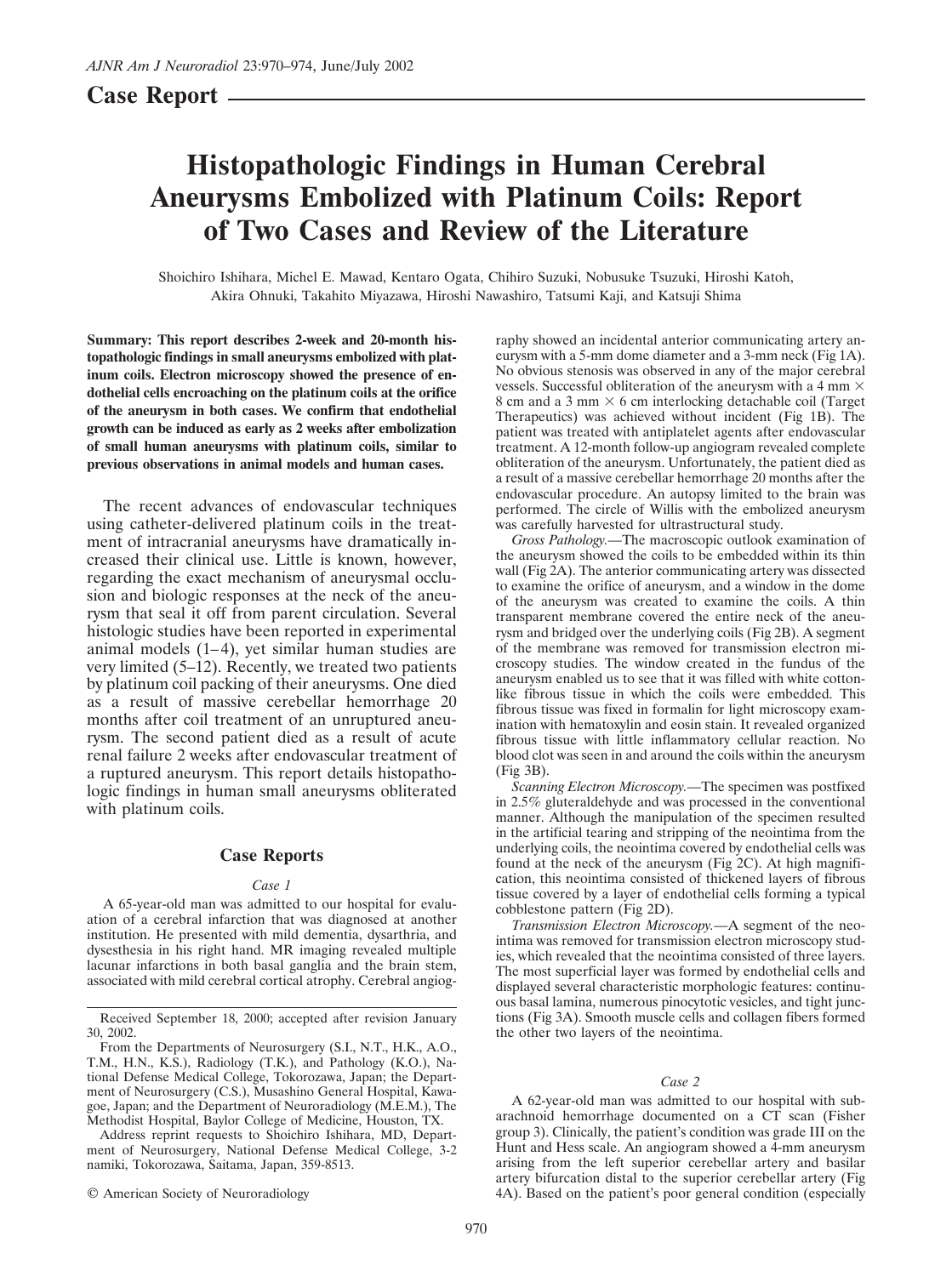## Case Report

# Histopathologic Findings in Human Cerebral Aneurysms Embolized with Platinum Coils: Report of Two Cases and Review of the Literature

Shoichiro Ishihara, Michel E. Mawad, Kentaro Ogata, Chihiro Suzuki, Nobusuke Tsuzuki, Hiroshi Katoh, Akira Ohnuki, Takahito Miyazawa, Hiroshi Nawashiro, Tatsumi Kaji, and Katsuji Shima

**Summary: This report describes 2-week and 20-month histopathologic findings in small aneurysms embolized with platinum coils. Electron microscopy showed the presence of endothelial cells encroaching on the platinum coils at the orifice of the aneurysm in both cases. We confirm that endothelial growth can be induced as early as 2 weeks after embolization of small human aneurysms with platinum coils, similar to previous observations in animal models and human cases.**

The recent advances of endovascular techniques using catheter-delivered platinum coils in the treatment of intracranial aneurysms have dramatically increased their clinical use. Little is known, however, regarding the exact mechanism of aneurysmal occlusion and biologic responses at the neck of the aneurysm that seal it off from parent circulation. Several histologic studies have been reported in experimental animal models (1–4), yet similar human studies are very limited (5–12). Recently, we treated two patients by platinum coil packing of their aneurysms. One died as a result of massive cerebellar hemorrhage 20 months after coil treatment of an unruptured aneurysm. The second patient died as a result of acute renal failure 2 weeks after endovascular treatment of a ruptured aneurysm. This report details histopathologic findings in human small aneurysms obliterated with platinum coils.

## Case Reports

### *Case 1*

A 65-year-old man was admitted to our hospital for evaluation of a cerebral infarction that was diagnosed at another institution. He presented with mild dementia, dysarthria, and dysesthesia in his right hand. MR imaging revealed multiple lacunar infarctions in both basal ganglia and the brain stem, associated with mild cerebral cortical atrophy. Cerebral angiography showed an incidental anterior communicating artery aneurysm with a 5-mm dome diameter and a 3-mm neck (Fig 1A). No obvious stenosis was observed in any of the major cerebral vessels. Successful obliteration of the aneurysm with a 4 mm × 8 cm and a 3 mm × 6 cm interlocking detachable coil (Target Therapeutics) was achieved without incident (Fig 1B). The patient was treated with antiplatelet agents after endovascular treatment. A 12-month follow-up angiogram revealed complete obliteration of the aneurysm. Unfortunately, the patient died as a result of a massive cerebellar hemorrhage 20 months after the endovascular procedure. An autopsy limited to the brain was performed. The circle of Willis with the embolized aneurysm was carefully harvested for ultrastructural study.

*Gross Pathology.*—The macroscopic outlook examination of the aneurysm showed the coils to be embedded within its thin wall (Fig 2A). The anterior communicating artery was dissected to examine the orifice of aneurysm, and a window in the dome of the aneurysm was created to examine the coils. A thin transparent membrane covered the entire neck of the aneurysm and bridged over the underlying coils (Fig 2B). A segment of the membrane was removed for transmission electron microscopy studies. The window created in the fundus of the aneurysm enabled us to see that it was filled with white cotton-like fibrous tissue in which the coils were embedded. This fibrous tissue was fixed in formalin for light microscopy examination with hematoxylin and eosin stain. It revealed organized fibrous tissue with little inflammatory cellular reaction. No blood clot was seen in and around the coils within the aneurysm (Fig 3B).

*Scanning Electron Microscopy.*—The specimen was postfixed in 2.5% gluteraldehyde and was processed in the conventional manner. Although the manipulation of the specimen resulted in the artificial tearing and stripping of the neointima from the underlying coils, the neointima covered by endothelial cells was found at the neck of the aneurysm (Fig 2C). At high magnification, this neointima consisted of thickened layers of fibrous tissue covered by a layer of endothelial cells forming a typical cobblestone pattern (Fig 2D).

*Transmission Electron Microscopy.*—A segment of the neointima was removed for transmission electron microscopy studies, which revealed that the neointima consisted of three layers. The most superficial layer was formed by endothelial cells and displayed several characteristic morphologic features: continuous basal lamina, numerous pinocytotic vesicles, and tight junctions (Fig 3A). Smooth muscle cells and collagen fibers formed the other two layers of the neointima.

### *Case 2*

A 62-year-old man was admitted to our hospital with subarachnoid hemorrhage documented on a CT scan (Fisher group 3). Clinically, the patient's condition was grade III on the Hunt and Hess scale. An angiogram showed a 4-mm aneurysm arising from the left superior cerebellar artery and basilar artery bifurcation distal to the superior cerebellar artery (Fig 4A). Based on the patient's poor general condition (especially

---

Received September 18, 2000; accepted after revision January 30, 2002.

From the Departments of Neurosurgery (S.I., N.T., H.K., A.O., T.M., H.N., K.S.), Radiology (T.K.), and Pathology (K.O.), National Defense Medical College, Tokorozawa, Japan; the Department of Neurosurgery (C.S.), Musashino General Hospital, Kawagoe, Japan; and the Department of Neuroradiology (M.E.M.), The Methodist Hospital, Baylor College of Medicine, Houston, TX.

Address reprint requests to Shoichiro Ishihara, MD, Department of Neurosurgery, National Defense Medical College, 3-2 namiki, Tokorozawa, Saitama, Japan, 359-8513.

© American Society of Neuroradiology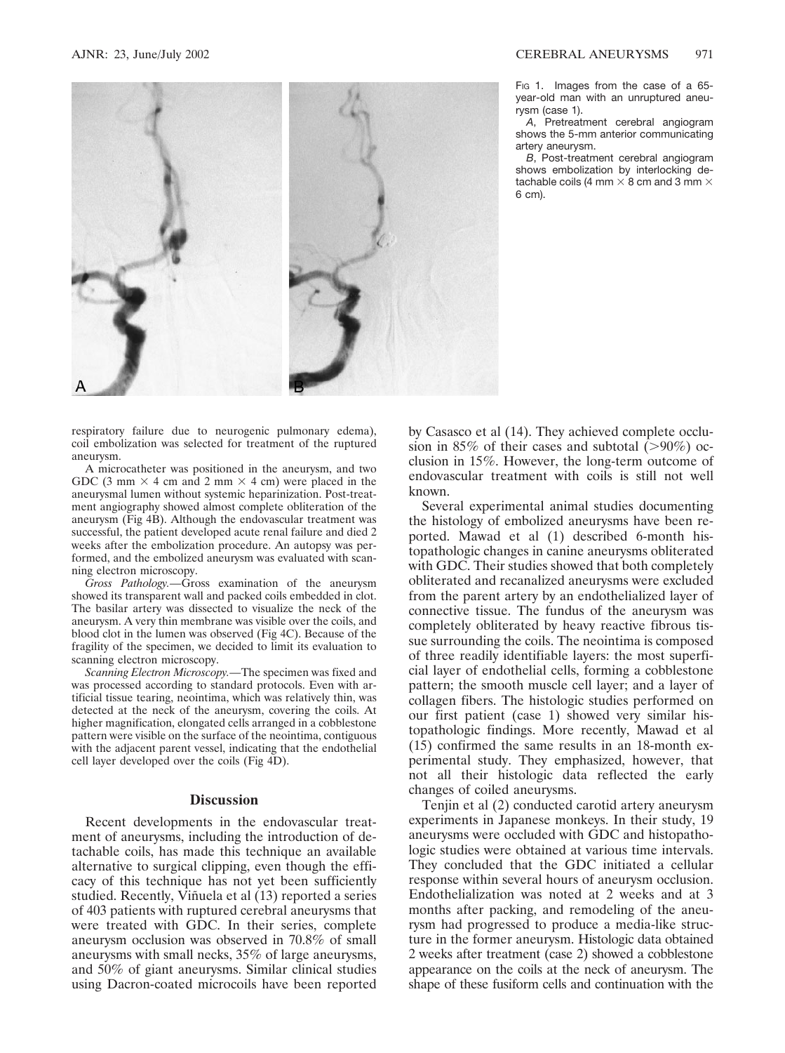Fig 1. Images from the case of a 65-year-old man with an unruptured aneurysm (case 1).

*A*, Pretreatment cerebral angiogram shows the 5-mm anterior communicating artery aneurysm.

*B*, Post-treatment cerebral angiogram shows embolization by interlocking detachable coils (4 mm × 8 cm and 3 mm × 6 cm).

respiratory failure due to neurogenic pulmonary edema), coil embolization was selected for treatment of the ruptured aneurysm.

A microcatheter was positioned in the aneurysm, and two GDC (3 mm × 4 cm and 2 mm × 4 cm) were placed in the aneurysmal lumen without systemic heparinization. Post-treatment angiography showed almost complete obliteration of the aneurysm (Fig 4B). Although the endovascular treatment was successful, the patient developed acute renal failure and died 2 weeks after the embolization procedure. An autopsy was performed, and the embolized aneurysm was evaluated with scanning electron microscopy.

*Gross Pathology.*—Gross examination of the aneurysm showed its transparent wall and packed coils embedded in clot. The basilar artery was dissected to visualize the neck of the aneurysm. A very thin membrane was visible over the coils, and blood clot in the lumen was observed (Fig 4C). Because of the fragility of the specimen, we decided to limit its evaluation to scanning electron microscopy.

*Scanning Electron Microscopy.*—The specimen was fixed and was processed according to standard protocols. Even with artificial tissue tearing, neointima, which was relatively thin, was detected at the neck of the aneurysm, covering the coils. At higher magnification, elongated cells arranged in a cobblestone pattern were visible on the surface of the neointima, contiguous with the adjacent parent vessel, indicating that the endothelial cell layer developed over the coils (Fig 4D).

## Discussion

Recent developments in the endovascular treatment of aneurysms, including the introduction of detachable coils, has made this technique an available alternative to surgical clipping, even though the efficacy of this technique has not yet been sufficiently studied. Recently, Viñuela et al (13) reported a series of 403 patients with ruptured cerebral aneurysms that were treated with GDC. In their series, complete aneurysm occlusion was observed in 70.8% of small aneurysms with small necks, 35% of large aneurysms, and 50% of giant aneurysms. Similar clinical studies using Dacron-coated microcoils have been reported by Casasco et al (14). They achieved complete occlusion in 85% of their cases and subtotal (>90%) occlusion in 15%. However, the long-term outcome of endovascular treatment with coils is still not well known.

Several experimental animal studies documenting the histology of embolized aneurysms have been reported. Mawad et al (1) described 6-month histopathologic changes in canine aneurysms obliterated with GDC. Their studies showed that both completely obliterated and recanalized aneurysms were excluded from the parent artery by an endothelialized layer of connective tissue. The fundus of the aneurysm was completely obliterated by heavy reactive fibrous tissue surrounding the coils. The neointima is composed of three readily identifiable layers: the most superficial layer of endothelial cells, forming a cobblestone pattern; the smooth muscle cell layer; and a layer of collagen fibers. The histologic studies performed on our first patient (case 1) showed very similar histopathologic findings. More recently, Mawad et al (15) confirmed the same results in an 18-month experimental study. They emphasized, however, that not all their histologic data reflected the early changes of coiled aneurysms.

Tenjin et al (2) conducted carotid artery aneurysm experiments in Japanese monkeys. In their study, 19 aneurysms were occluded with GDC and histopathologic studies were obtained at various time intervals. They concluded that the GDC initiated a cellular response within several hours of aneurysm occlusion. Endothelialization was noted at 2 weeks and at 3 months after packing, and remodeling of the aneurysm had progressed to produce a media-like structure in the former aneurysm. Histologic data obtained 2 weeks after treatment (case 2) showed a cobblestone appearance on the coils at the neck of aneurysm. The shape of these fusiform cells and continuation with the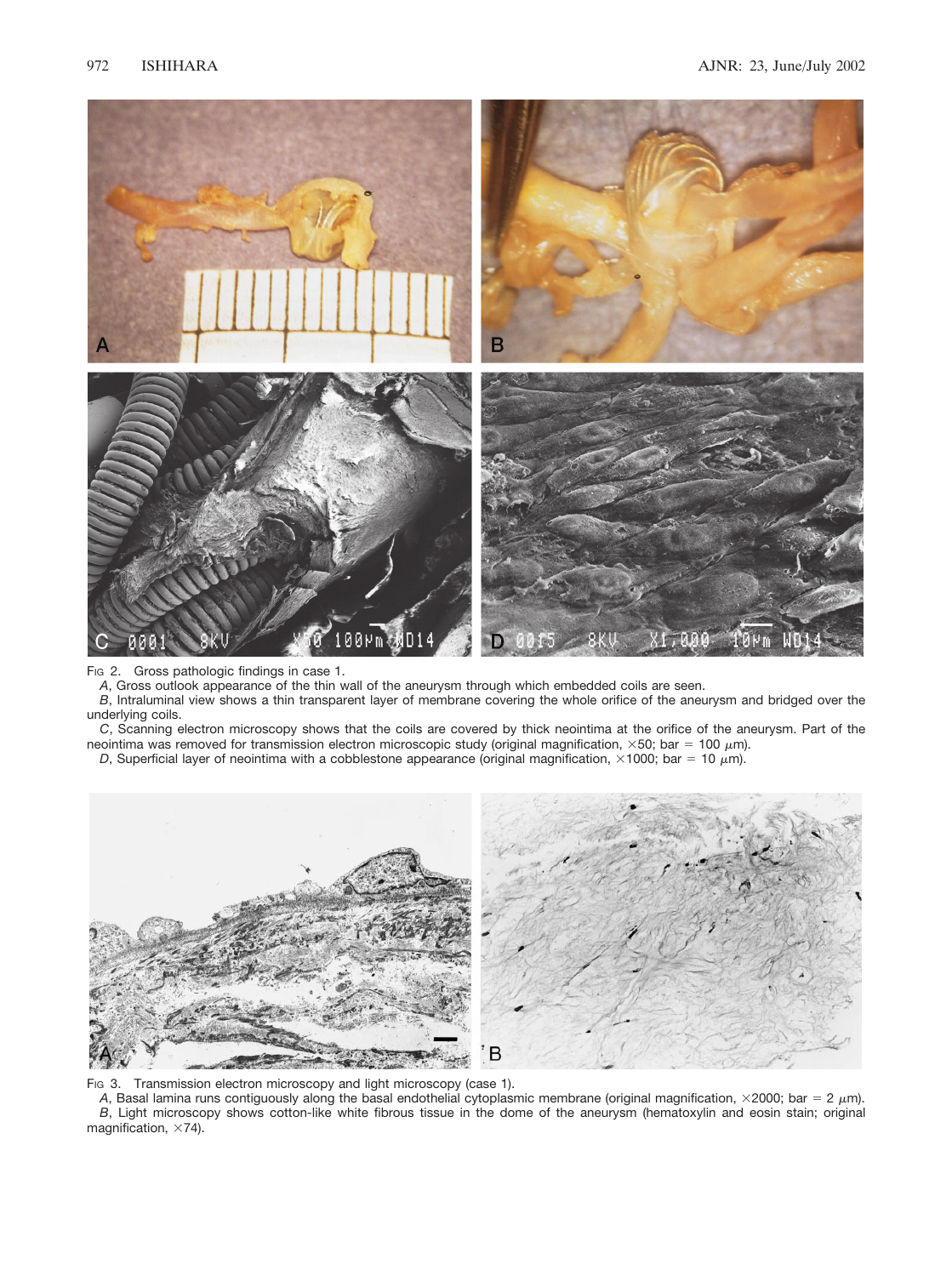Fig 2. Gross pathologic findings in case 1.

*A*, Gross outlook appearance of the thin wall of the aneurysm through which embedded coils are seen.

*B*, Intraluminal view shows a thin transparent layer of membrane covering the whole orifice of the aneurysm and bridged over the underlying coils.

*C*, Scanning electron microscopy shows that the coils are covered by thick neointima at the orifice of the aneurysm. Part of the neointima was removed for transmission electron microscopic study (original magnification, ×50; bar = 100 μm).

*D*, Superficial layer of neointima with a cobblestone appearance (original magnification, ×1000; bar = 10 μm).

Fig 3. Transmission electron microscopy and light microscopy (case 1).

*A*, Basal lamina runs contiguously along the basal endothelial cytoplasmic membrane (original magnification, ×2000; bar = 2 μm).

*B*, Light microscopy shows cotton-like white fibrous tissue in the dome of the aneurysm (hematoxylin and eosin stain; original magnification, ×74).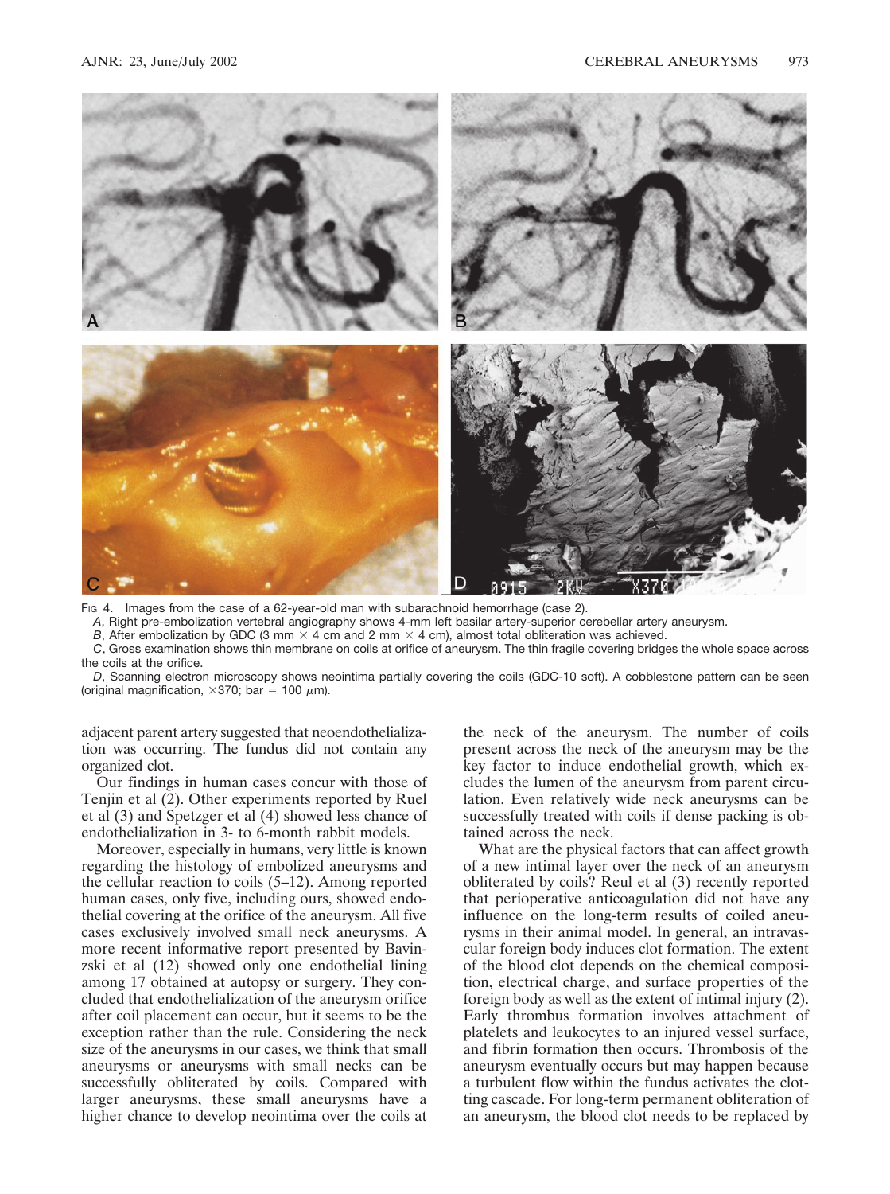Fig 4. Images from the case of a 62-year-old man with subarachnoid hemorrhage (case 2).

*A*, Right pre-embolization vertebral angiography shows 4-mm left basilar artery-superior cerebellar artery aneurysm.

*B*, After embolization by GDC (3 mm × 4 cm and 2 mm × 4 cm), almost total obliteration was achieved.

*C*, Gross examination shows thin membrane on coils at orifice of aneurysm. The thin fragile covering bridges the whole space across the coils at the orifice.

*D*, Scanning electron microscopy shows neointima partially covering the coils (GDC-10 soft). A cobblestone pattern can be seen (original magnification, ×370; bar = 100 $\mu$m).

adjacent parent artery suggested that neoendothelialization was occurring. The fundus did not contain any organized clot.

Our findings in human cases concur with those of Tenjin et al (2). Other experiments reported by Ruel et al (3) and Spetzger et al (4) showed less chance of endothelialization in 3- to 6-month rabbit models.

Moreover, especially in humans, very little is known regarding the histology of embolized aneurysms and the cellular reaction to coils (5–12). Among reported human cases, only five, including ours, showed endothelial covering at the orifice of the aneurysm. All five cases exclusively involved small neck aneurysms. A more recent informative report presented by Bavinzski et al (12) showed only one endothelial lining among 17 obtained at autopsy or surgery. They concluded that endothelialization of the aneurysm orifice after coil placement can occur, but it seems to be the exception rather than the rule. Considering the neck size of the aneurysms in our cases, we think that small aneurysms or aneurysms with small necks can be successfully obliterated by coils. Compared with larger aneurysms, these small aneurysms have a higher chance to develop neointima over the coils at the neck of the aneurysm. The number of coils present across the neck of the aneurysm may be the key factor to induce endothelial growth, which excludes the lumen of the aneurysm from parent circulation. Even relatively wide neck aneurysms can be successfully treated with coils if dense packing is obtained across the neck.

What are the physical factors that can affect growth of a new intimal layer over the neck of an aneurysm obliterated by coils? Reul et al (3) recently reported that perioperative anticoagulation did not have any influence on the long-term results of coiled aneurysms in their animal model. In general, an intravascular foreign body induces clot formation. The extent of the blood clot depends on the chemical composition, electrical charge, and surface properties of the foreign body as well as the extent of intimal injury (2). Early thrombus formation involves attachment of platelets and leukocytes to an injured vessel surface, and fibrin formation then occurs. Thrombosis of the aneurysm eventually occurs but may happen because a turbulent flow within the fundus activates the clotting cascade. For long-term permanent obliteration of an aneurysm, the blood clot needs to be replaced by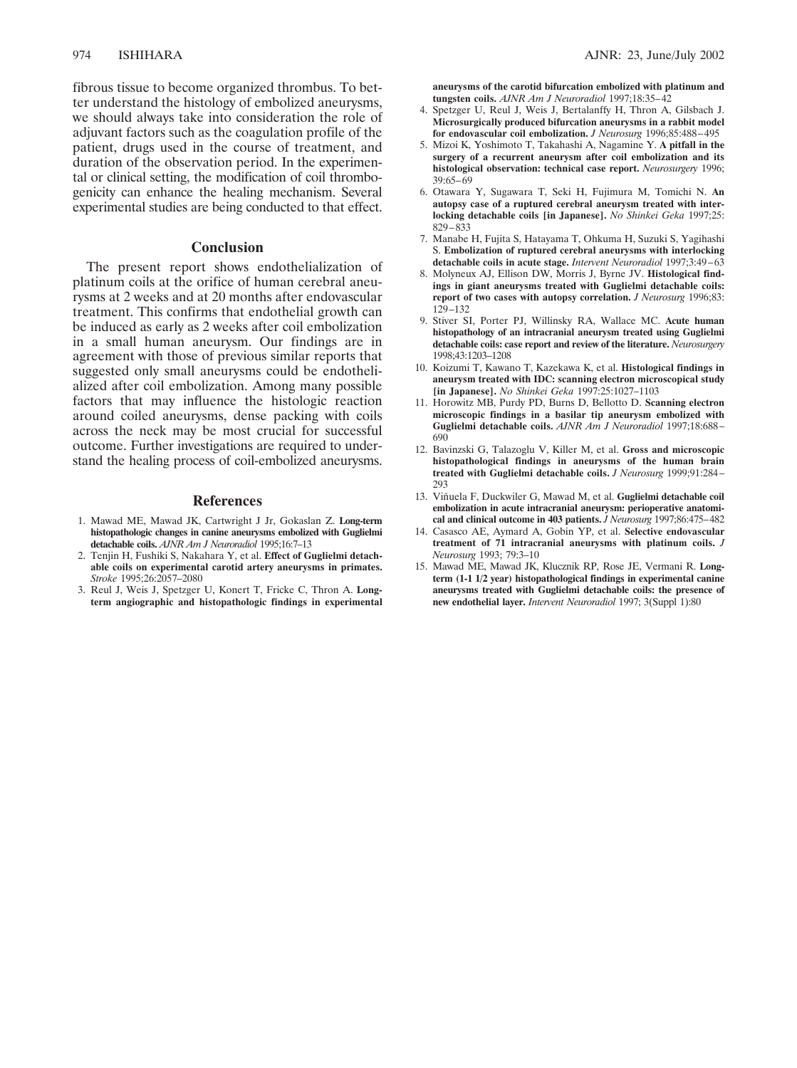fibrous tissue to become organized thrombus. To better understand the histology of embolized aneurysms, we should always take into consideration the role of adjuvant factors such as the coagulation profile of the patient, drugs used in the course of treatment, and duration of the observation period. In the experimental or clinical setting, the modification of coil thrombogenicity can enhance the healing mechanism. Several experimental studies are being conducted to that effect.

## Conclusion

The present report shows endothelialization of platinum coils at the orifice of human cerebral aneurysms at 2 weeks and at 20 months after endovascular treatment. This confirms that endothelial growth can be induced as early as 2 weeks after coil embolization in a small human aneurysm. Our findings are in agreement with those of previous similar reports that suggested only small aneurysms could be endothelialized after coil embolization. Among many possible factors that may influence the histologic reaction around coiled aneurysms, dense packing with coils across the neck may be most crucial for successful outcome. Further investigations are required to understand the healing process of coil-embolized aneurysms.

## References

1. Mawad ME, Mawad JK, Cartwright J Jr, Gokaslan Z. **Long-term histopathologic changes in canine aneurysms embolized with Guglielmi detachable coils.** *AJNR Am J Neuroradiol* 1995;16:7–13
2. Tenjin H, Fushiki S, Nakahara Y, et al. **Effect of Guglielmi detachable coils on experimental carotid artery aneurysms in primates.** *Stroke* 1995;26:2057–2080
3. Reul J, Weis J, Spetzger U, Konert T, Fricke C, Thron A. **Long-term angiographic and histopathologic findings in experimental aneurysms of the carotid bifurcation embolized with platinum and tungsten coils.** *AJNR Am J Neuroradiol* 1997;18:35–42
4. Spetzger U, Reul J, Weis J, Bertalanffy H, Thron A, Gilsbach J. **Microsurgically produced bifurcation aneurysms in a rabbit model for endovascular coil embolization.** *J Neurosurg* 1996;85:488–495
5. Mizoi K, Yoshimoto T, Takahashi A, Nagamine Y. **A pitfall in the surgery of a recurrent aneurysm after coil embolization and its histological observation: technical case report.** *Neurosurgery* 1996; 39:65–69
6. Otawara Y, Sugawara T, Seki H, Fujimura M, Tomichi N. **An autopsy case of a ruptured cerebral aneurysm treated with interlocking detachable coils [in Japanese].** *No Shinkei Geka* 1997;25: 829–833
7. Manabe H, Fujita S, Hatayama T, Ohkuma H, Suzuki S, Yagihashi S. **Embolization of ruptured cerebral aneurysms with interlocking detachable coils in acute stage.** *Intervent Neuroradiol* 1997;3:49–63
8. Molyneux AJ, Ellison DW, Morris J, Byrne JV. **Histological findings in giant aneurysms treated with Guglielmi detachable coils: report of two cases with autopsy correlation.** *J Neurosurg* 1996;83: 129–132
9. Stiver SI, Porter PJ, Willinsky RA, Wallace MC. **Acute human histopathology of an intracranial aneurysm treated using Guglielmi detachable coils: case report and review of the literature.** *Neurosurgery* 1998;43:1203–1208
10. Koizumi T, Kawano T, Kazekawa K, et al. **Histological findings in aneurysm treated with IDC: scanning electron microscopical study [in Japanese].** *No Shinkei Geka* 1997:25:1027–1103
11. Horowitz MB, Purdy PD, Burns D, Bellotto D. **Scanning electron microscopic findings in a basilar tip aneurysm embolized with Guglielmi detachable coils.** *AJNR Am J Neuroradiol* 1997;18:688–690
12. Bavinzski G, Talazoglu V, Killer M, et al. **Gross and microscopic histopathological findings in aneurysms of the human brain treated with Guglielmi detachable coils.** *J Neurosurg* 1999;91:284–293
13. Viñuela F, Duckwiler G, Mawad M, et al. **Guglielmi detachable coil embolization in acute intracranial aneurysm: perioperative anatomical and clinical outcome in 403 patients.** *J Neurosurg* 1997;86:475–482
14. Casasco AE, Aymard A, Gobin YP, et al. **Selective endovascular treatment of 71 intracranial aneurysms with platinum coils.** *J Neurosurg* 1993; 79:3–10
15. Mawad ME, Mawad JK, Klucznik RP, Rose JE, Vermani R. **Long-term (1-1 1/2 year) histopathological findings in experimental canine aneurysms treated with Guglielmi detachable coils: the presence of new endothelial layer.** *Intervent Neuroradiol* 1997; 3(Suppl 1):80